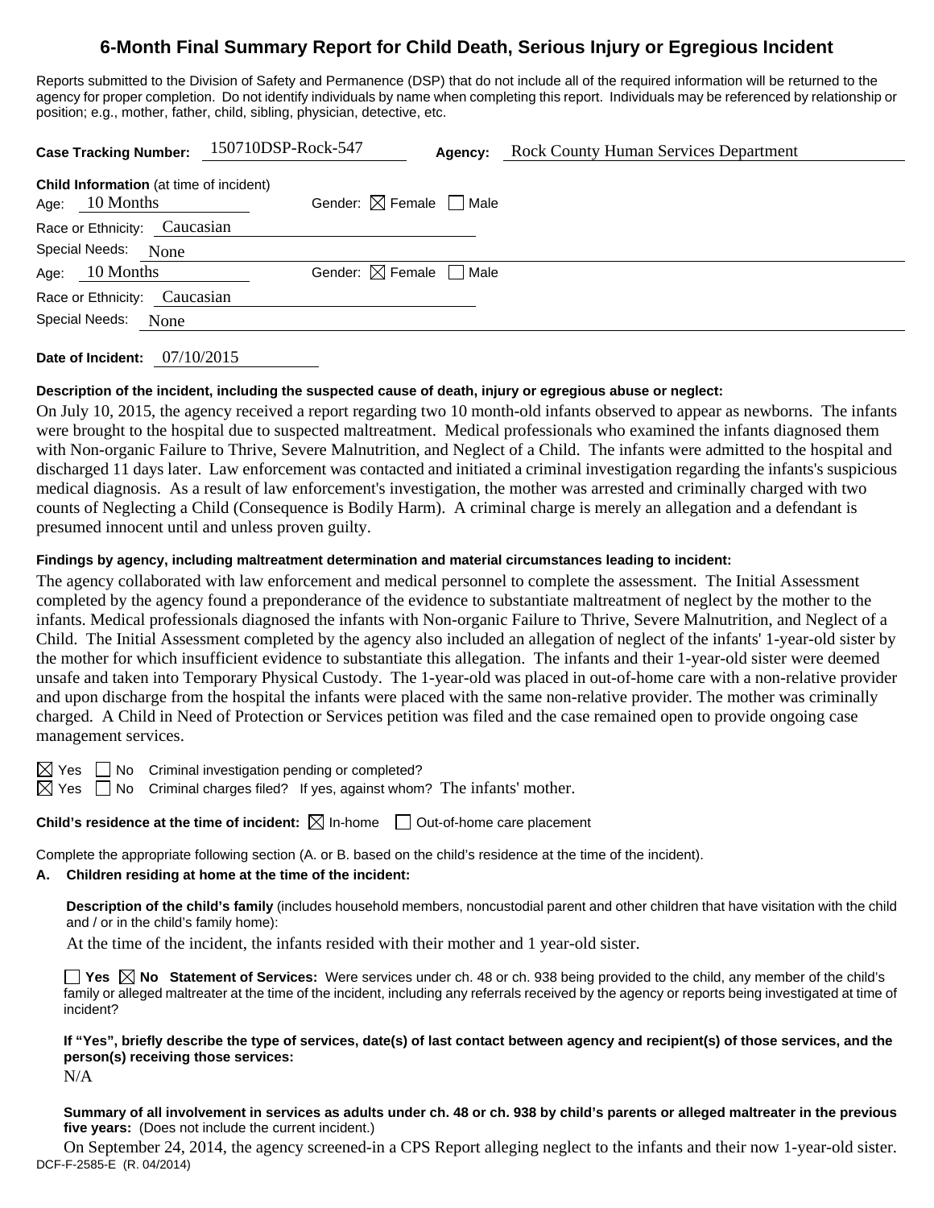# 6-Month Final Summary Report for Child Death, Serious Injury or Egregious Incident

Reports submitted to the Division of Safety and Permanence (DSP) that do not include all of the required information will be returned to the agency for proper completion. Do not identify individuals by name when completing this report. Individuals may be referenced by relationship or position; e.g., mother, father, child, sibling, physician, detective, etc.

**Case Tracking Number:** 150710DSP-Rock-547 **Agency:** Rock County Human Services Department

**Child Information** (at time of incident)

Age: 10 Months Gender: ☒ Female ☐ Male

Race or Ethnicity: Caucasian

Special Needs: None

Age: 10 Months Gender: ☒ Female ☐ Male

Race or Ethnicity: Caucasian

Special Needs: None

**Date of Incident:** 07/10/2015

**Description of the incident, including the suspected cause of death, injury or egregious abuse or neglect:**

On July 10, 2015, the agency received a report regarding two 10 month-old infants observed to appear as newborns. The infants were brought to the hospital due to suspected maltreatment. Medical professionals who examined the infants diagnosed them with Non-organic Failure to Thrive, Severe Malnutrition, and Neglect of a Child. The infants were admitted to the hospital and discharged 11 days later. Law enforcement was contacted and initiated a criminal investigation regarding the infants's suspicious medical diagnosis. As a result of law enforcement's investigation, the mother was arrested and criminally charged with two counts of Neglecting a Child (Consequence is Bodily Harm). A criminal charge is merely an allegation and a defendant is presumed innocent until and unless proven guilty.

**Findings by agency, including maltreatment determination and material circumstances leading to incident:**

The agency collaborated with law enforcement and medical personnel to complete the assessment. The Initial Assessment completed by the agency found a preponderance of the evidence to substantiate maltreatment of neglect by the mother to the infants. Medical professionals diagnosed the infants with Non-organic Failure to Thrive, Severe Malnutrition, and Neglect of a Child. The Initial Assessment completed by the agency also included an allegation of neglect of the infants' 1-year-old sister by the mother for which insufficient evidence to substantiate this allegation. The infants and their 1-year-old sister were deemed unsafe and taken into Temporary Physical Custody. The 1-year-old was placed in out-of-home care with a non-relative provider and upon discharge from the hospital the infants were placed with the same non-relative provider. The mother was criminally charged. A Child in Need of Protection or Services petition was filed and the case remained open to provide ongoing case management services.

☒ Yes ☐ No Criminal investigation pending or completed?

☒ Yes ☐ No Criminal charges filed? If yes, against whom? The infants' mother.

**Child's residence at the time of incident:** ☒ In-home ☐ Out-of-home care placement

Complete the appropriate following section (A. or B. based on the child's residence at the time of the incident).

**A. Children residing at home at the time of the incident:**

**Description of the child's family** (includes household members, noncustodial parent and other children that have visitation with the child and / or in the child's family home):

At the time of the incident, the infants resided with their mother and 1 year-old sister.

☐ **Yes** ☒ **No Statement of Services:** Were services under ch. 48 or ch. 938 being provided to the child, any member of the child's family or alleged maltreater at the time of the incident, including any referrals received by the agency or reports being investigated at time of incident?

**If "Yes", briefly describe the type of services, date(s) of last contact between agency and recipient(s) of those services, and the person(s) receiving those services:**

N/A

**Summary of all involvement in services as adults under ch. 48 or ch. 938 by child's parents or alleged maltreater in the previous five years:** (Does not include the current incident.)

On September 24, 2014, the agency screened-in a CPS Report alleging neglect to the infants and their now 1-year-old sister.

DCF-F-2585-E (R. 04/2014)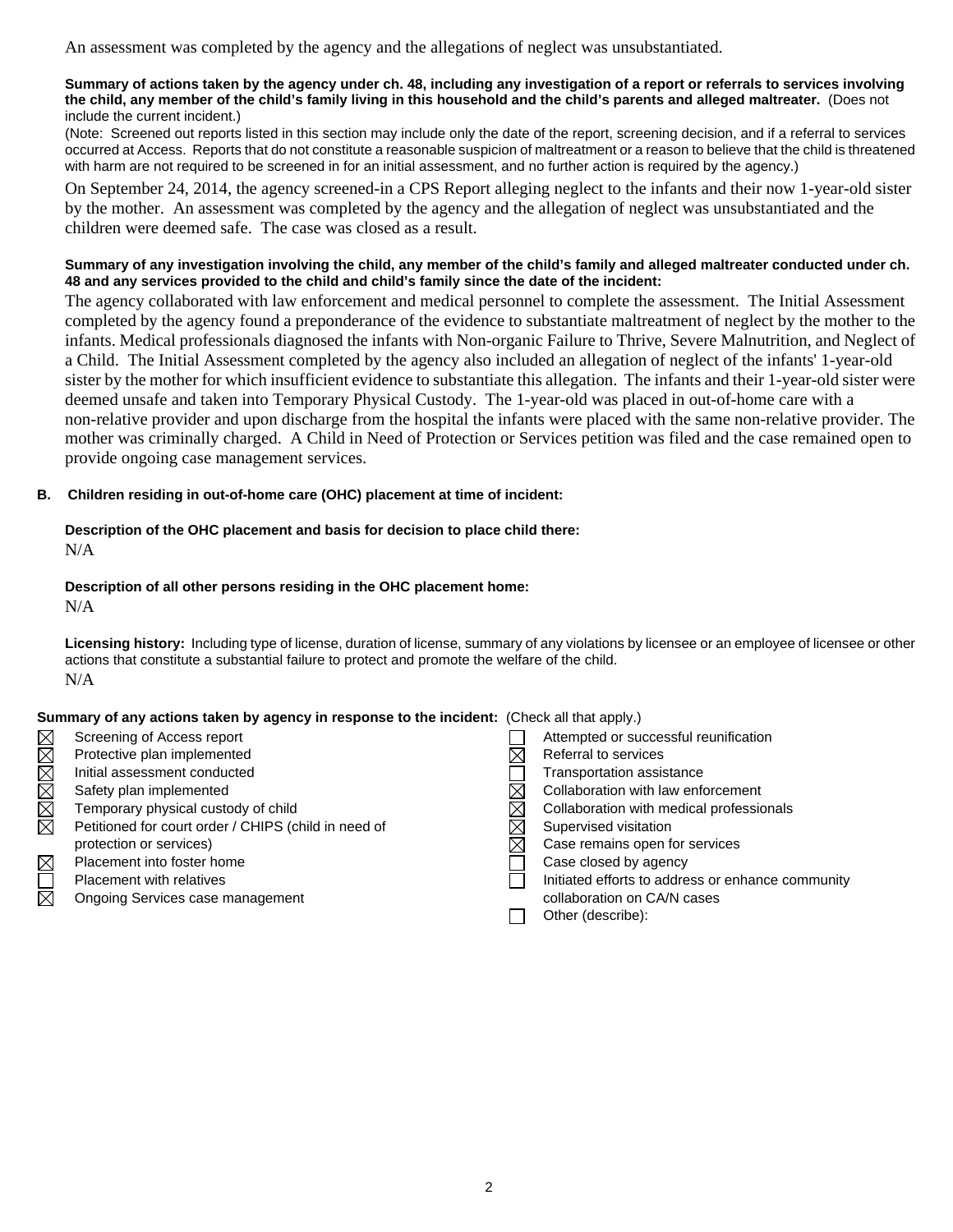An assessment was completed by the agency and the allegations of neglect was unsubstantiated.

**Summary of actions taken by the agency under ch. 48, including any investigation of a report or referrals to services involving the child, any member of the child's family living in this household and the child's parents and alleged maltreater.** (Does not include the current incident.)

(Note: Screened out reports listed in this section may include only the date of the report, screening decision, and if a referral to services occurred at Access. Reports that do not constitute a reasonable suspicion of maltreatment or a reason to believe that the child is threatened with harm are not required to be screened in for an initial assessment, and no further action is required by the agency.)

On September 24, 2014, the agency screened-in a CPS Report alleging neglect to the infants and their now 1-year-old sister by the mother. An assessment was completed by the agency and the allegation of neglect was unsubstantiated and the children were deemed safe. The case was closed as a result.

**Summary of any investigation involving the child, any member of the child's family and alleged maltreater conducted under ch. 48 and any services provided to the child and child's family since the date of the incident:**

The agency collaborated with law enforcement and medical personnel to complete the assessment. The Initial Assessment completed by the agency found a preponderance of the evidence to substantiate maltreatment of neglect by the mother to the infants. Medical professionals diagnosed the infants with Non-organic Failure to Thrive, Severe Malnutrition, and Neglect of a Child. The Initial Assessment completed by the agency also included an allegation of neglect of the infants' 1-year-old sister by the mother for which insufficient evidence to substantiate this allegation. The infants and their 1-year-old sister were deemed unsafe and taken into Temporary Physical Custody. The 1-year-old was placed in out-of-home care with a non-relative provider and upon discharge from the hospital the infants were placed with the same non-relative provider. The mother was criminally charged. A Child in Need of Protection or Services petition was filed and the case remained open to provide ongoing case management services.

**B. Children residing in out-of-home care (OHC) placement at time of incident:**

**Description of the OHC placement and basis for decision to place child there:**

N/A

**Description of all other persons residing in the OHC placement home:**

N/A

**Licensing history:** Including type of license, duration of license, summary of any violations by licensee or an employee of licensee or other actions that constitute a substantial failure to protect and promote the welfare of the child.

N/A

**Summary of any actions taken by agency in response to the incident:** (Check all that apply.)

- ☒ Screening of Access report
- ☒ Protective plan implemented
- ☒ Initial assessment conducted
- ☒ Safety plan implemented
- ☒ Temporary physical custody of child
- ☒ Petitioned for court order / CHIPS (child in need of protection or services)
- ☒ Placement into foster home
- ☐ Placement with relatives
- ☒ Ongoing Services case management
- ☐ Attempted or successful reunification
- ☒ Referral to services
- ☐ Transportation assistance
- ☒ Collaboration with law enforcement
- ☒ Collaboration with medical professionals
- ☒ Supervised visitation
- ☒ Case remains open for services
- ☐ Case closed by agency
- ☐ Initiated efforts to address or enhance community collaboration on CA/N cases
- ☐ Other (describe):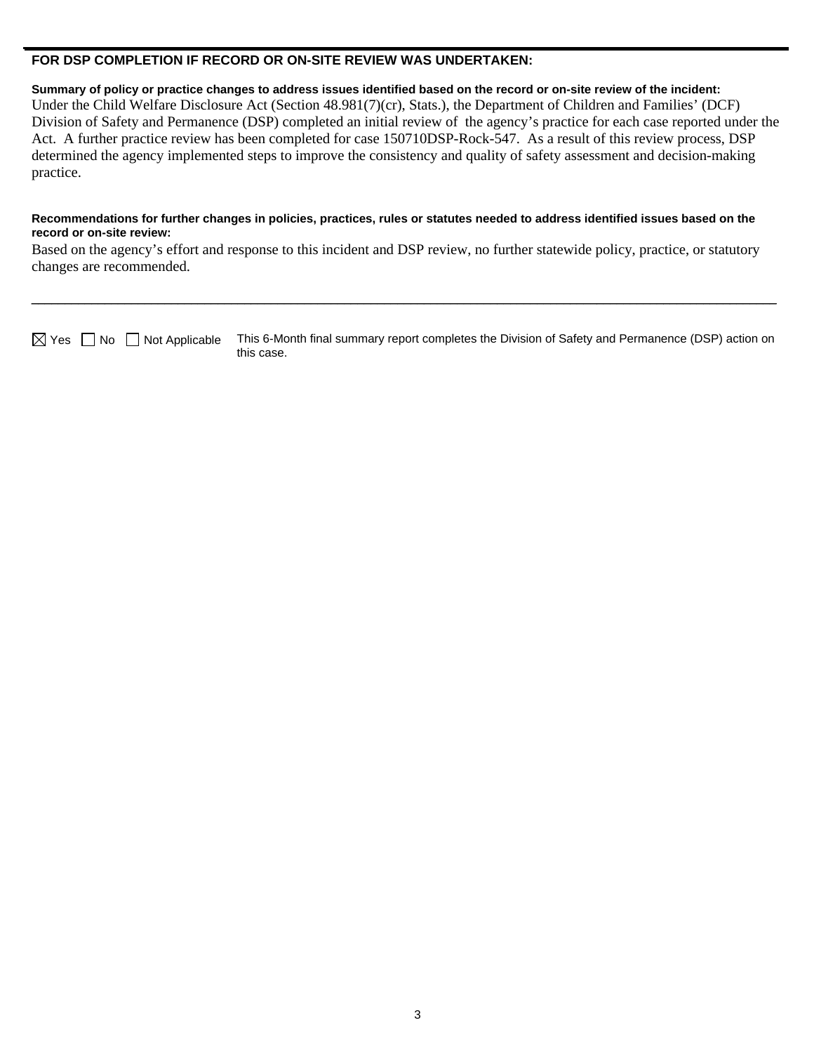**FOR DSP COMPLETION IF RECORD OR ON-SITE REVIEW WAS UNDERTAKEN:**

**Summary of policy or practice changes to address issues identified based on the record or on-site review of the incident:**

Under the Child Welfare Disclosure Act (Section 48.981(7)(cr), Stats.), the Department of Children and Families' (DCF) Division of Safety and Permanence (DSP) completed an initial review of the agency's practice for each case reported under the Act. A further practice review has been completed for case 150710DSP-Rock-547. As a result of this review process, DSP determined the agency implemented steps to improve the consistency and quality of safety assessment and decision-making practice.

**Recommendations for further changes in policies, practices, rules or statutes needed to address identified issues based on the record or on-site review:**

Based on the agency's effort and response to this incident and DSP review, no further statewide policy, practice, or statutory changes are recommended.

---

☒ Yes ☐ No ☐ Not Applicable — This 6-Month final summary report completes the Division of Safety and Permanence (DSP) action on this case.